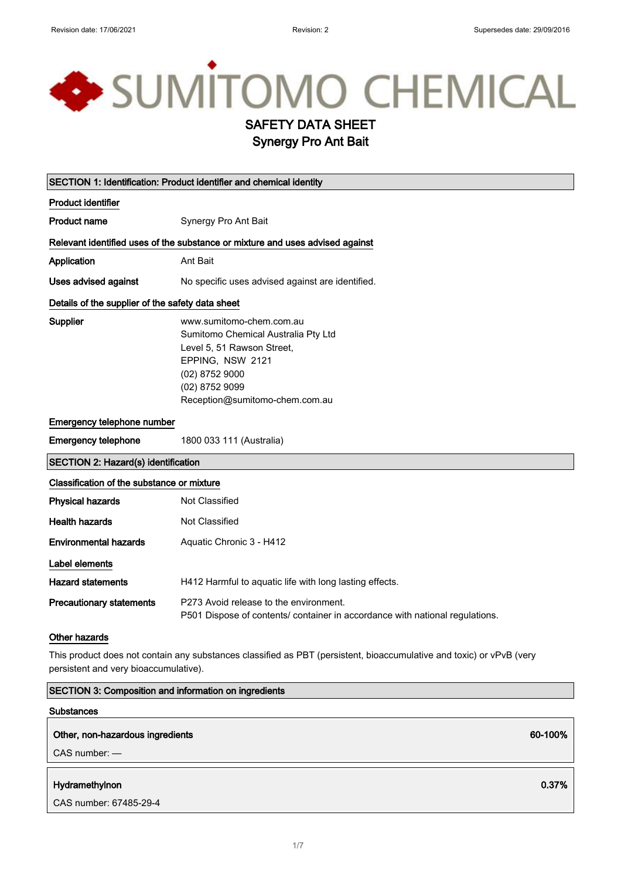Revision date: 17/06/2021 Revision: 2 Supersedes date: 29/09/2016

SUMITOMO CHEMICAL

# SAFETY DATA SHEET
# Synergy Pro Ant Bait

## SECTION 1: Identification: Product identifier and chemical identity

### Product identifier

**Product name** Synergy Pro Ant Bait

### Relevant identified uses of the substance or mixture and uses advised against

**Application** Ant Bait

**Uses advised against** No specific uses advised against are identified.

### Details of the supplier of the safety data sheet

**Supplier**
www.sumitomo-chem.com.au
Sumitomo Chemical Australia Pty Ltd
Level 5, 51 Rawson Street,
EPPING, NSW 2121
(02) 8752 9000
(02) 8752 9099
Reception@sumitomo-chem.com.au

### Emergency telephone number

**Emergency telephone** 1800 033 111 (Australia)

## SECTION 2: Hazard(s) identification

### Classification of the substance or mixture

**Physical hazards** Not Classified

**Health hazards** Not Classified

**Environmental hazards** Aquatic Chronic 3 - H412

### Label elements

**Hazard statements** H412 Harmful to aquatic life with long lasting effects.

**Precautionary statements**
P273 Avoid release to the environment.
P501 Dispose of contents/ container in accordance with national regulations.

### Other hazards

This product does not contain any substances classified as PBT (persistent, bioaccumulative and toxic) or vPvB (very persistent and very bioaccumulative).

## SECTION 3: Composition and information on ingredients

### Substances

| Ingredient | Concentration |
|---|---|
| **Other, non-hazardous ingredients**<br>CAS number: — | **60-100%** |
| **Hydramethylnon**<br>CAS number: 67485-29-4 | **0.37%** |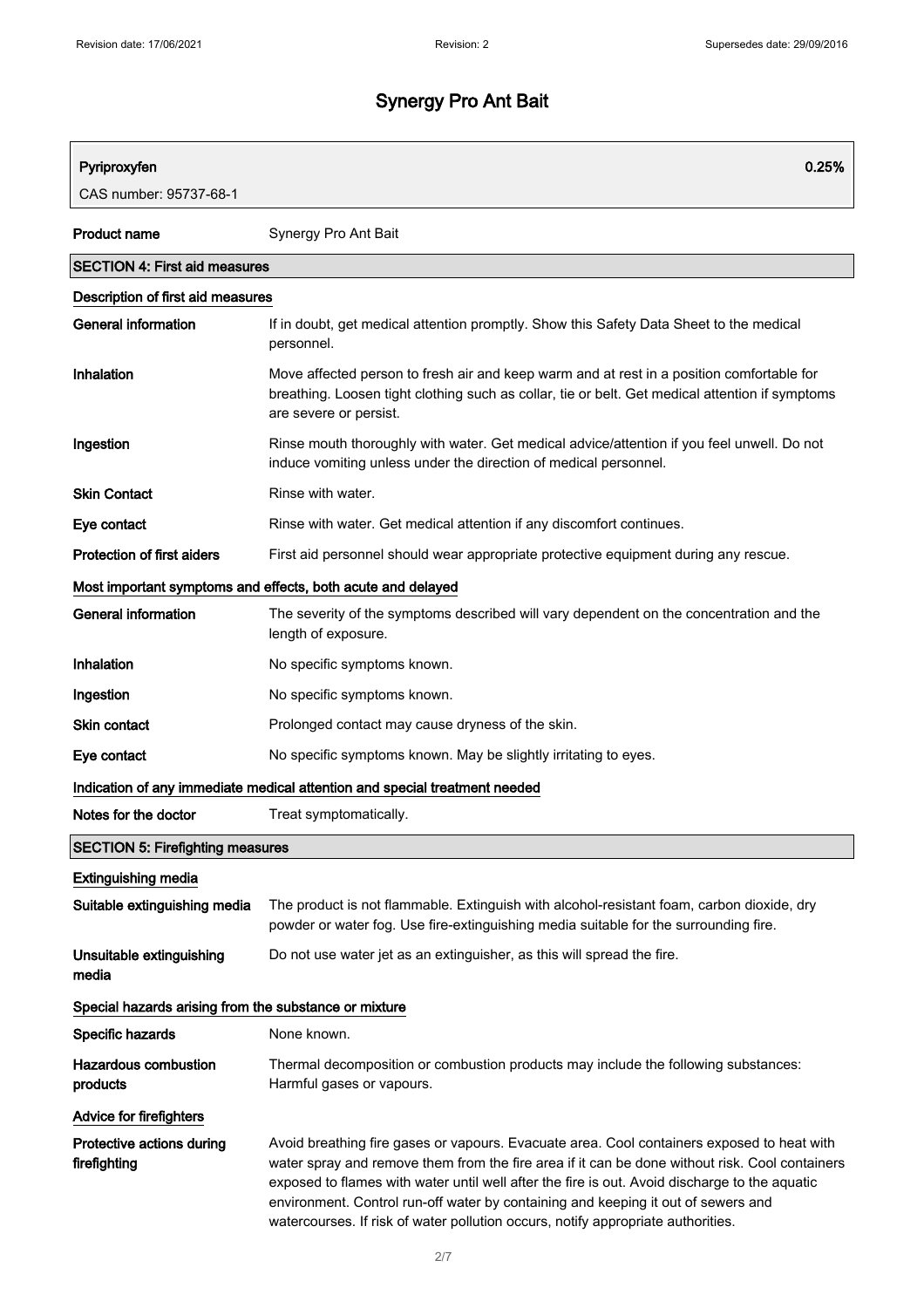# Synergy Pro Ant Bait

| Pyriproxyfen | 0.25% |
| --- | --- |
| CAS number: 95737-68-1 | |

| | |
| --- | --- |
| **Product name** | Synergy Pro Ant Bait |

## SECTION 4: First aid measures

### Description of first aid measures

| | |
| --- | --- |
| **General information** | If in doubt, get medical attention promptly. Show this Safety Data Sheet to the medical personnel. |
| **Inhalation** | Move affected person to fresh air and keep warm and at rest in a position comfortable for breathing. Loosen tight clothing such as collar, tie or belt. Get medical attention if symptoms are severe or persist. |
| **Ingestion** | Rinse mouth thoroughly with water. Get medical advice/attention if you feel unwell. Do not induce vomiting unless under the direction of medical personnel. |
| **Skin Contact** | Rinse with water. |
| **Eye contact** | Rinse with water. Get medical attention if any discomfort continues. |
| **Protection of first aiders** | First aid personnel should wear appropriate protective equipment during any rescue. |

### Most important symptoms and effects, both acute and delayed

| | |
| --- | --- |
| **General information** | The severity of the symptoms described will vary dependent on the concentration and the length of exposure. |
| **Inhalation** | No specific symptoms known. |
| **Ingestion** | No specific symptoms known. |
| **Skin contact** | Prolonged contact may cause dryness of the skin. |
| **Eye contact** | No specific symptoms known. May be slightly irritating to eyes. |

### Indication of any immediate medical attention and special treatment needed

| | |
| --- | --- |
| **Notes for the doctor** | Treat symptomatically. |

## SECTION 5: Firefighting measures

### Extinguishing media

| | |
| --- | --- |
| **Suitable extinguishing media** | The product is not flammable. Extinguish with alcohol-resistant foam, carbon dioxide, dry powder or water fog. Use fire-extinguishing media suitable for the surrounding fire. |
| **Unsuitable extinguishing media** | Do not use water jet as an extinguisher, as this will spread the fire. |

### Special hazards arising from the substance or mixture

| | |
| --- | --- |
| **Specific hazards** | None known. |
| **Hazardous combustion products** | Thermal decomposition or combustion products may include the following substances: Harmful gases or vapours. |

### Advice for firefighters

| | |
| --- | --- |
| **Protective actions during firefighting** | Avoid breathing fire gases or vapours. Evacuate area. Cool containers exposed to heat with water spray and remove them from the fire area if it can be done without risk. Cool containers exposed to flames with water until well after the fire is out. Avoid discharge to the aquatic environment. Control run-off water by containing and keeping it out of sewers and watercourses. If risk of water pollution occurs, notify appropriate authorities. |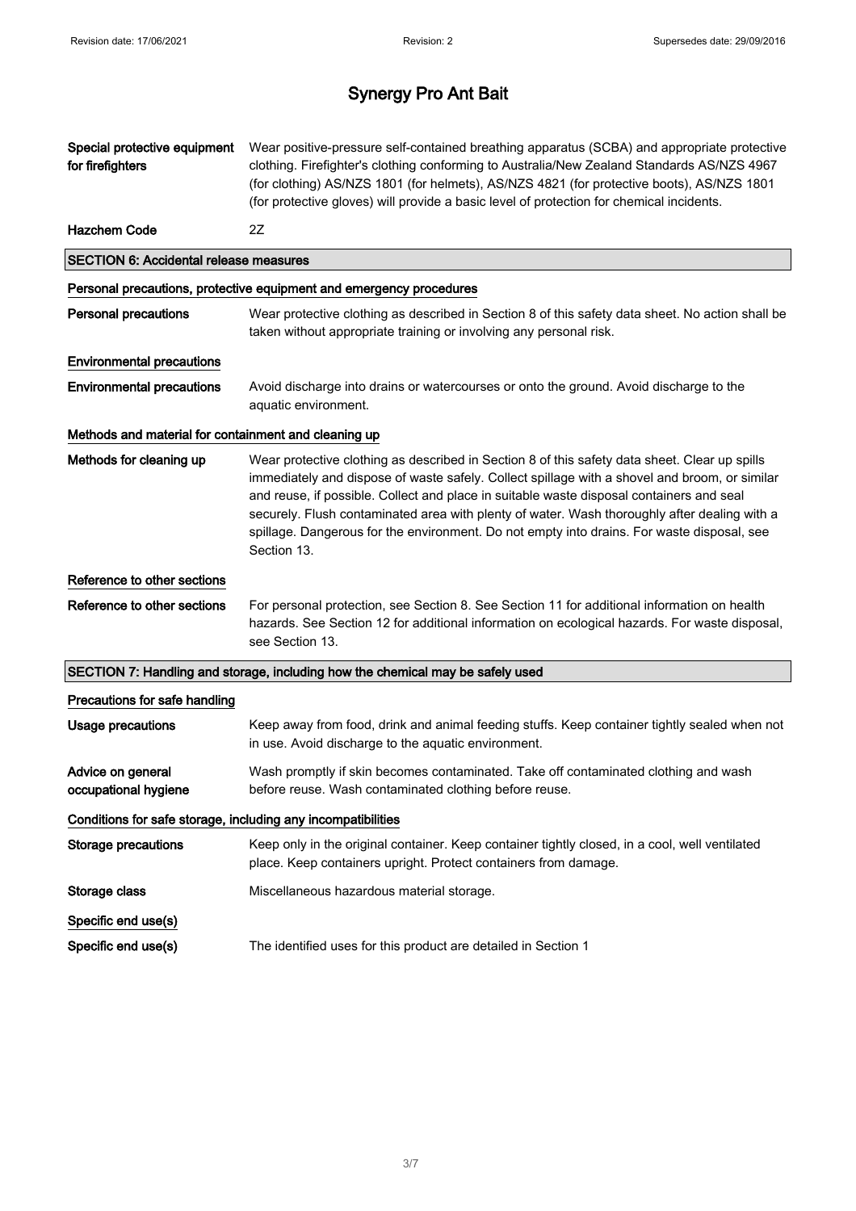# Synergy Pro Ant Bait

| | |
|---|---|
| **Special protective equipment for firefighters** | Wear positive-pressure self-contained breathing apparatus (SCBA) and appropriate protective clothing. Firefighter's clothing conforming to Australia/New Zealand Standards AS/NZS 4967 (for clothing) AS/NZS 1801 (for helmets), AS/NZS 4821 (for protective boots), AS/NZS 1801 (for protective gloves) will provide a basic level of protection for chemical incidents. |
| **Hazchem Code** | 2Z |

## SECTION 6: Accidental release measures

### Personal precautions, protective equipment and emergency procedures

| | |
|---|---|
| **Personal precautions** | Wear protective clothing as described in Section 8 of this safety data sheet. No action shall be taken without appropriate training or involving any personal risk. |

### Environmental precautions

| | |
|---|---|
| **Environmental precautions** | Avoid discharge into drains or watercourses or onto the ground. Avoid discharge to the aquatic environment. |

### Methods and material for containment and cleaning up

| | |
|---|---|
| **Methods for cleaning up** | Wear protective clothing as described in Section 8 of this safety data sheet. Clear up spills immediately and dispose of waste safely. Collect spillage with a shovel and broom, or similar and reuse, if possible. Collect and place in suitable waste disposal containers and seal securely. Flush contaminated area with plenty of water. Wash thoroughly after dealing with a spillage. Dangerous for the environment. Do not empty into drains. For waste disposal, see Section 13. |

### Reference to other sections

| | |
|---|---|
| **Reference to other sections** | For personal protection, see Section 8. See Section 11 for additional information on health hazards. See Section 12 for additional information on ecological hazards. For waste disposal, see Section 13. |

## SECTION 7: Handling and storage, including how the chemical may be safely used

### Precautions for safe handling

| | |
|---|---|
| **Usage precautions** | Keep away from food, drink and animal feeding stuffs. Keep container tightly sealed when not in use. Avoid discharge to the aquatic environment. |
| **Advice on general occupational hygiene** | Wash promptly if skin becomes contaminated. Take off contaminated clothing and wash before reuse. Wash contaminated clothing before reuse. |

### Conditions for safe storage, including any incompatibilities

| | |
|---|---|
| **Storage precautions** | Keep only in the original container. Keep container tightly closed, in a cool, well ventilated place. Keep containers upright. Protect containers from damage. |
| **Storage class** | Miscellaneous hazardous material storage. |

### Specific end use(s)

| | |
|---|---|
| **Specific end use(s)** | The identified uses for this product are detailed in Section 1 |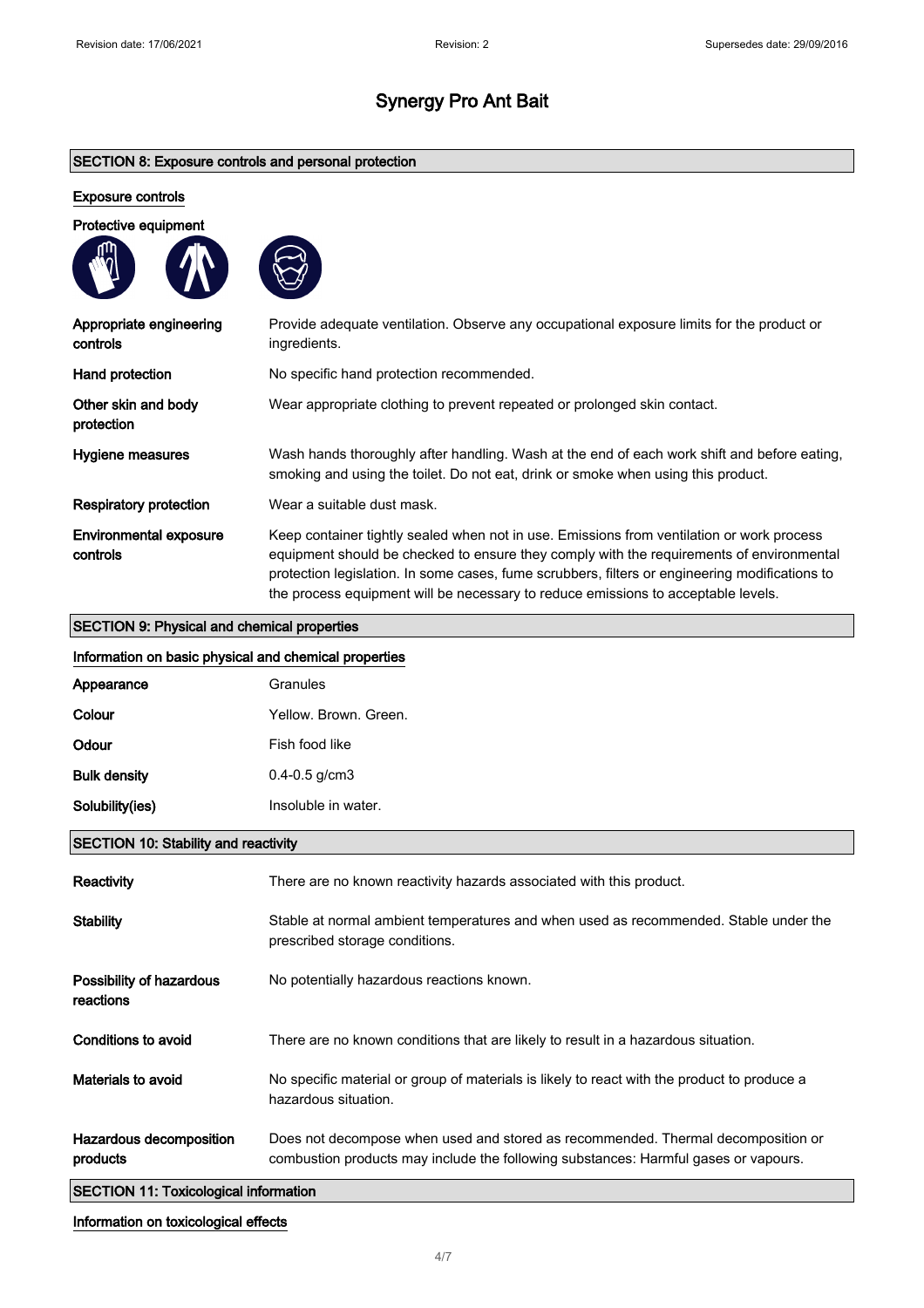# Synergy Pro Ant Bait

## SECTION 8: Exposure controls and personal protection

### Exposure controls

**Protective equipment**

| | |
|---|---|
| **Appropriate engineering controls** | Provide adequate ventilation. Observe any occupational exposure limits for the product or ingredients. |
| **Hand protection** | No specific hand protection recommended. |
| **Other skin and body protection** | Wear appropriate clothing to prevent repeated or prolonged skin contact. |
| **Hygiene measures** | Wash hands thoroughly after handling. Wash at the end of each work shift and before eating, smoking and using the toilet. Do not eat, drink or smoke when using this product. |
| **Respiratory protection** | Wear a suitable dust mask. |
| **Environmental exposure controls** | Keep container tightly sealed when not in use. Emissions from ventilation or work process equipment should be checked to ensure they comply with the requirements of environmental protection legislation. In some cases, fume scrubbers, filters or engineering modifications to the process equipment will be necessary to reduce emissions to acceptable levels. |

## SECTION 9: Physical and chemical properties

### Information on basic physical and chemical properties

| | |
|---|---|
| **Appearance** | Granules |
| **Colour** | Yellow. Brown. Green. |
| **Odour** | Fish food like |
| **Bulk density** | 0.4-0.5 g/cm3 |
| **Solubility(ies)** | Insoluble in water. |

## SECTION 10: Stability and reactivity

| | |
|---|---|
| **Reactivity** | There are no known reactivity hazards associated with this product. |
| **Stability** | Stable at normal ambient temperatures and when used as recommended. Stable under the prescribed storage conditions. |
| **Possibility of hazardous reactions** | No potentially hazardous reactions known. |
| **Conditions to avoid** | There are no known conditions that are likely to result in a hazardous situation. |
| **Materials to avoid** | No specific material or group of materials is likely to react with the product to produce a hazardous situation. |
| **Hazardous decomposition products** | Does not decompose when used and stored as recommended. Thermal decomposition or combustion products may include the following substances: Harmful gases or vapours. |

## SECTION 11: Toxicological information

### Information on toxicological effects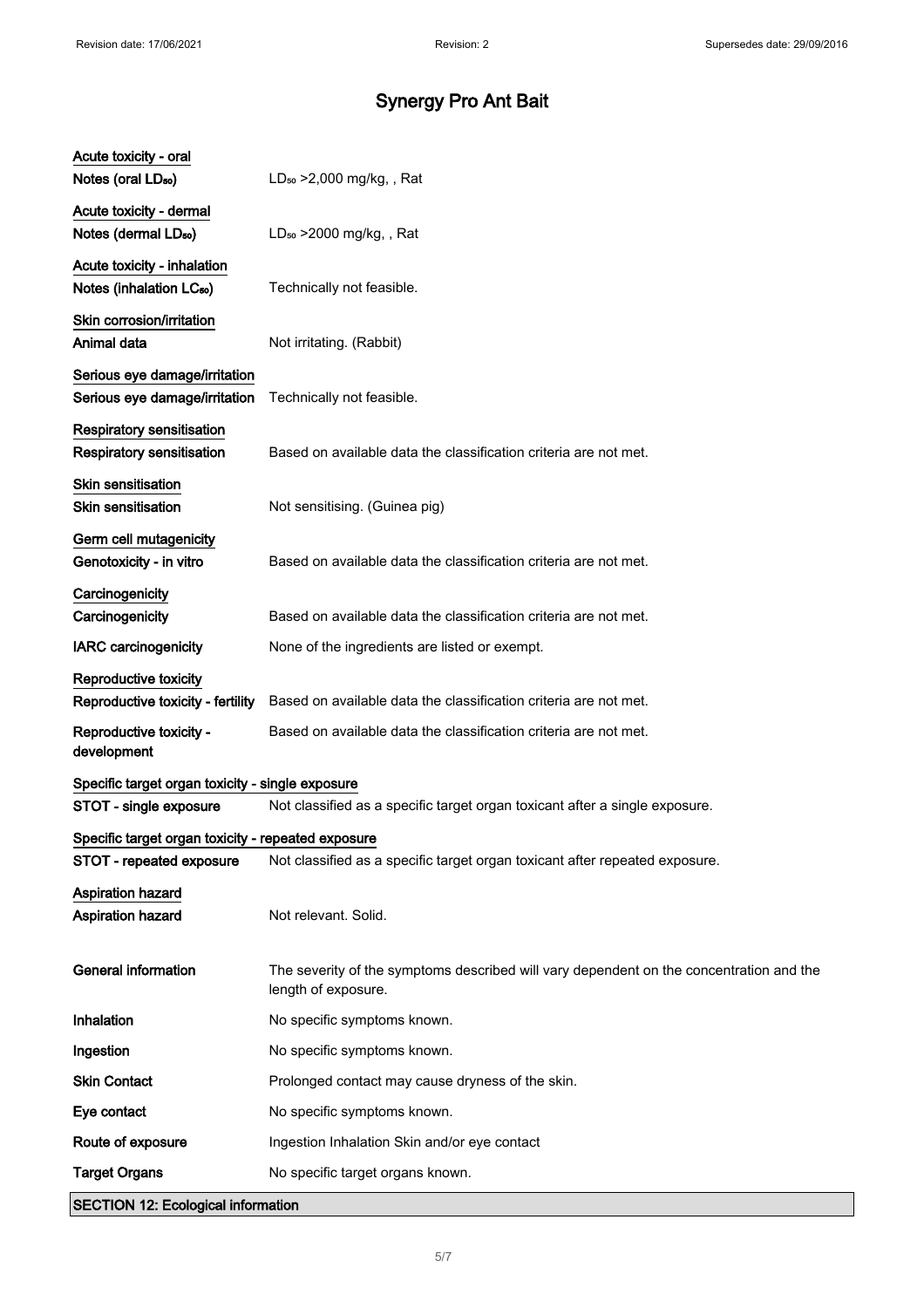# Synergy Pro Ant Bait

**Acute toxicity - oral**

**Notes (oral $LD_{50}$)** $LD_{50}$ >2,000 mg/kg, , Rat

**Acute toxicity - dermal**

**Notes (dermal $LD_{50}$)** $LD_{50}$ >2000 mg/kg, , Rat

**Acute toxicity - inhalation**

**Notes (inhalation $LC_{50}$)** Technically not feasible.

**Skin corrosion/irritation**

**Animal data** Not irritating. (Rabbit)

**Serious eye damage/irritation**

**Serious eye damage/irritation** Technically not feasible.

**Respiratory sensitisation**

**Respiratory sensitisation** Based on available data the classification criteria are not met.

**Skin sensitisation**

**Skin sensitisation** Not sensitising. (Guinea pig)

**Germ cell mutagenicity**

**Genotoxicity - in vitro** Based on available data the classification criteria are not met.

**Carcinogenicity**

**Carcinogenicity** Based on available data the classification criteria are not met.

**IARC carcinogenicity** None of the ingredients are listed or exempt.

**Reproductive toxicity**

**Reproductive toxicity - fertility** Based on available data the classification criteria are not met.

**Reproductive toxicity - development** Based on available data the classification criteria are not met.

**Specific target organ toxicity - single exposure**

**STOT - single exposure** Not classified as a specific target organ toxicant after a single exposure.

**Specific target organ toxicity - repeated exposure**

**STOT - repeated exposure** Not classified as a specific target organ toxicant after repeated exposure.

**Aspiration hazard**

**Aspiration hazard** Not relevant. Solid.

**General information** The severity of the symptoms described will vary dependent on the concentration and the length of exposure.

**Inhalation** No specific symptoms known.

**Ingestion** No specific symptoms known.

**Skin Contact** Prolonged contact may cause dryness of the skin.

**Eye contact** No specific symptoms known.

**Route of exposure** Ingestion Inhalation Skin and/or eye contact

**Target Organs** No specific target organs known.

## SECTION 12: Ecological information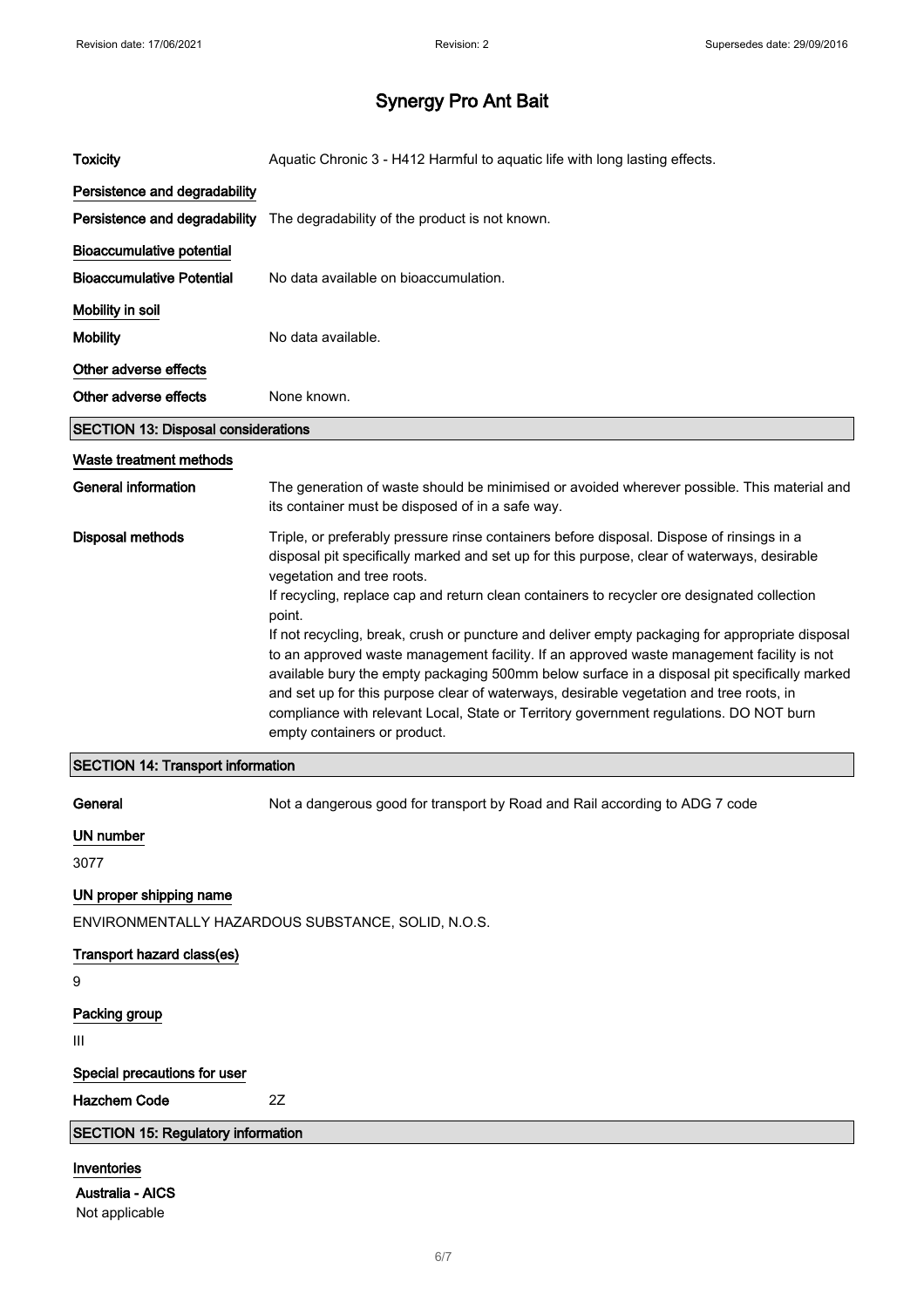# Synergy Pro Ant Bait

**Toxicity** Aquatic Chronic 3 - H412 Harmful to aquatic life with long lasting effects.

**Persistence and degradability**

**Persistence and degradability** The degradability of the product is not known.

**Bioaccumulative potential**

**Bioaccumulative Potential** No data available on bioaccumulation.

**Mobility in soil**

**Mobility** No data available.

**Other adverse effects**

**Other adverse effects** None known.

## SECTION 13: Disposal considerations

**Waste treatment methods**

**General information** The generation of waste should be minimised or avoided wherever possible. This material and its container must be disposed of in a safe way.

**Disposal methods** Triple, or preferably pressure rinse containers before disposal. Dispose of rinsings in a disposal pit specifically marked and set up for this purpose, clear of waterways, desirable vegetation and tree roots.
If recycling, replace cap and return clean containers to recycler ore designated collection point.
If not recycling, break, crush or puncture and deliver empty packaging for appropriate disposal to an approved waste management facility. If an approved waste management facility is not available bury the empty packaging 500mm below surface in a disposal pit specifically marked and set up for this purpose clear of waterways, desirable vegetation and tree roots, in compliance with relevant Local, State or Territory government regulations. DO NOT burn empty containers or product.

## SECTION 14: Transport information

**General** Not a dangerous good for transport by Road and Rail according to ADG 7 code

**UN number**

3077

**UN proper shipping name**

ENVIRONMENTALLY HAZARDOUS SUBSTANCE, SOLID, N.O.S.

**Transport hazard class(es)**

9

**Packing group**

III

**Special precautions for user**

**Hazchem Code** 2Z

## SECTION 15: Regulatory information

**Inventories**

**Australia - AICS**
Not applicable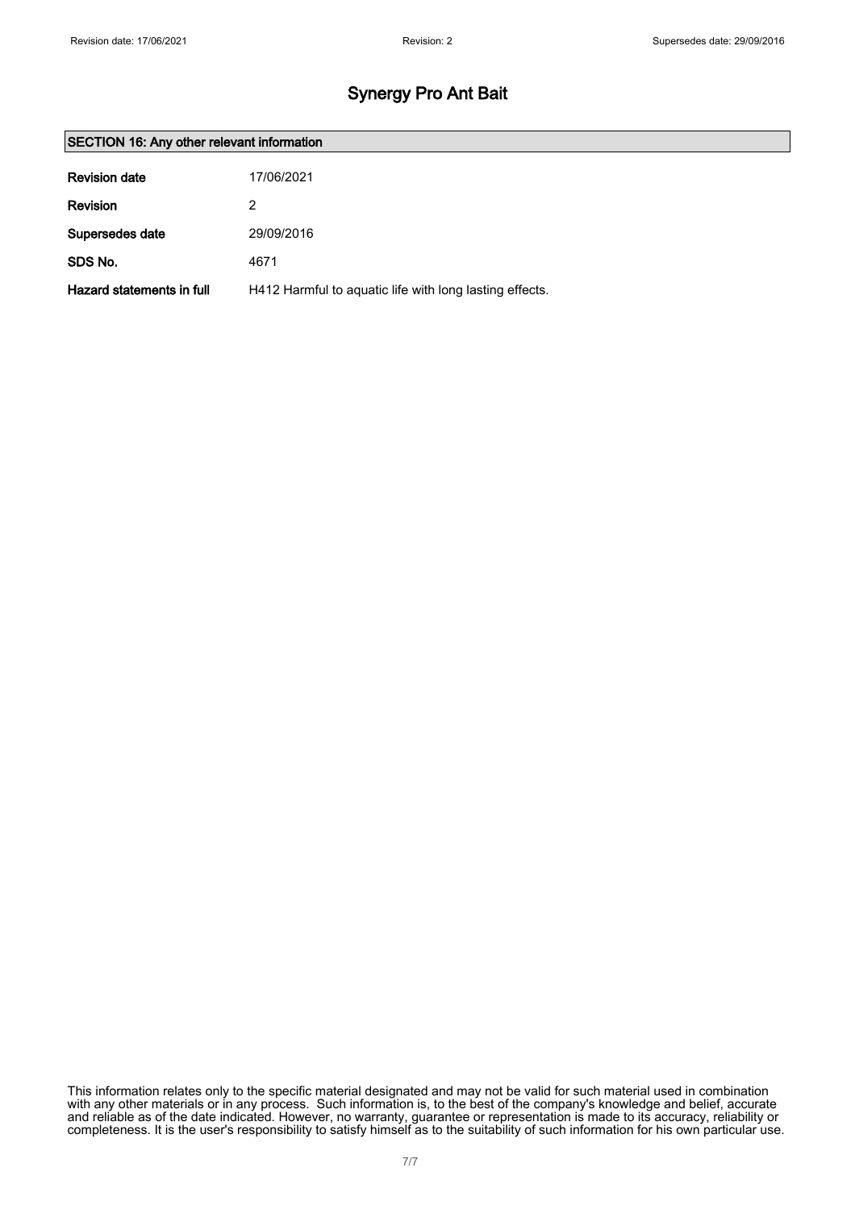# Synergy Pro Ant Bait

## SECTION 16: Any other relevant information

| | |
|---|---|
| **Revision date** | 17/06/2021 |
| **Revision** | 2 |
| **Supersedes date** | 29/09/2016 |
| **SDS No.** | 4671 |
| **Hazard statements in full** | H412 Harmful to aquatic life with long lasting effects. |

This information relates only to the specific material designated and may not be valid for such material used in combination with any other materials or in any process. Such information is, to the best of the company's knowledge and belief, accurate and reliable as of the date indicated. However, no warranty, guarantee or representation is made to its accuracy, reliability or completeness. It is the user's responsibility to satisfy himself as to the suitability of such information for his own particular use.